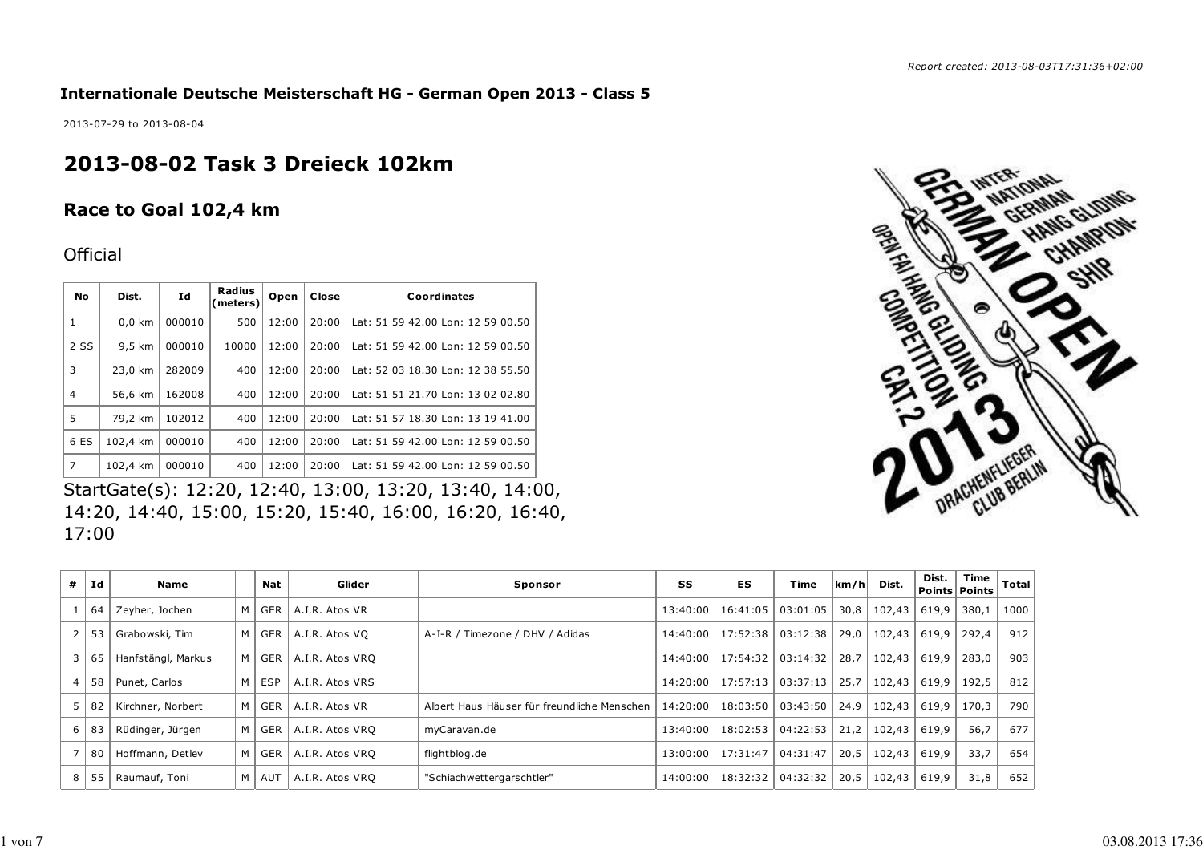*Report created: 2013-08-03T17:31:36+02:00*

**Internationale Deutsche Meisterschaft HG - German Open 2013 - Class 5**

2013-07-29 to 2013-08-04

# 2013-08-02 Task 3 Dreieck 102km

## Race to Goal 102,4 km

Official

| No | Dist. | Id | Radius (meters) | Open | Close | Coordinates |
|---|---|---|---|---|---|---|
| 1 | 0,0 km | 000010 | 500 | 12:00 | 20:00 | Lat: 51 59 42.00 Lon: 12 59 00.50 |
| 2 SS | 9,5 km | 000010 | 10000 | 12:00 | 20:00 | Lat: 51 59 42.00 Lon: 12 59 00.50 |
| 3 | 23,0 km | 282009 | 400 | 12:00 | 20:00 | Lat: 52 03 18.30 Lon: 12 38 55.50 |
| 4 | 56,6 km | 162008 | 400 | 12:00 | 20:00 | Lat: 51 51 21.70 Lon: 13 02 02.80 |
| 5 | 79,2 km | 102012 | 400 | 12:00 | 20:00 | Lat: 51 57 18.30 Lon: 13 19 41.00 |
| 6 ES | 102,4 km | 000010 | 400 | 12:00 | 20:00 | Lat: 51 59 42.00 Lon: 12 59 00.50 |
| 7 | 102,4 km | 000010 | 400 | 12:00 | 20:00 | Lat: 51 59 42.00 Lon: 12 59 00.50 |

StartGate(s): 12:20, 12:40, 13:00, 13:20, 13:40, 14:00, 14:20, 14:40, 15:00, 15:20, 15:40, 16:00, 16:20, 16:40, 17:00

| # | Id | Name | | Nat | Glider | Sponsor | SS | ES | Time | km/h | Dist. | Dist. Points | Time Points | Total |
|---|---|---|---|---|---|---|---|---|---|---|---|---|---|---|
| 1 | 64 | Zeyher, Jochen | M | GER | A.I.R. Atos VR | | 13:40:00 | 16:41:05 | 03:01:05 | 30,8 | 102,43 | 619,9 | 380,1 | 1000 |
| 2 | 53 | Grabowski, Tim | M | GER | A.I.R. Atos VQ | A-I-R / Timezone / DHV / Adidas | 14:40:00 | 17:52:38 | 03:12:38 | 29,0 | 102,43 | 619,9 | 292,4 | 912 |
| 3 | 65 | Hanfstängl, Markus | M | GER | A.I.R. Atos VRQ | | 14:40:00 | 17:54:32 | 03:14:32 | 28,7 | 102,43 | 619,9 | 283,0 | 903 |
| 4 | 58 | Punet, Carlos | M | ESP | A.I.R. Atos VRS | | 14:20:00 | 17:57:13 | 03:37:13 | 25,7 | 102,43 | 619,9 | 192,5 | 812 |
| 5 | 82 | Kirchner, Norbert | M | GER | A.I.R. Atos VR | Albert Haus Häuser für freundliche Menschen | 14:20:00 | 18:03:50 | 03:43:50 | 24,9 | 102,43 | 619,9 | 170,3 | 790 |
| 6 | 83 | Rüdinger, Jürgen | M | GER | A.I.R. Atos VRQ | myCaravan.de | 13:40:00 | 18:02:53 | 04:22:53 | 21,2 | 102,43 | 619,9 | 56,7 | 677 |
| 7 | 80 | Hoffmann, Detlev | M | GER | A.I.R. Atos VRQ | flightblog.de | 13:00:00 | 17:31:47 | 04:31:47 | 20,5 | 102,43 | 619,9 | 33,7 | 654 |
| 8 | 55 | Raumauf, Toni | M | AUT | A.I.R. Atos VRQ | "Schiachwettergarschtler" | 14:00:00 | 18:32:32 | 04:32:32 | 20,5 | 102,43 | 619,9 | 31,8 | 652 |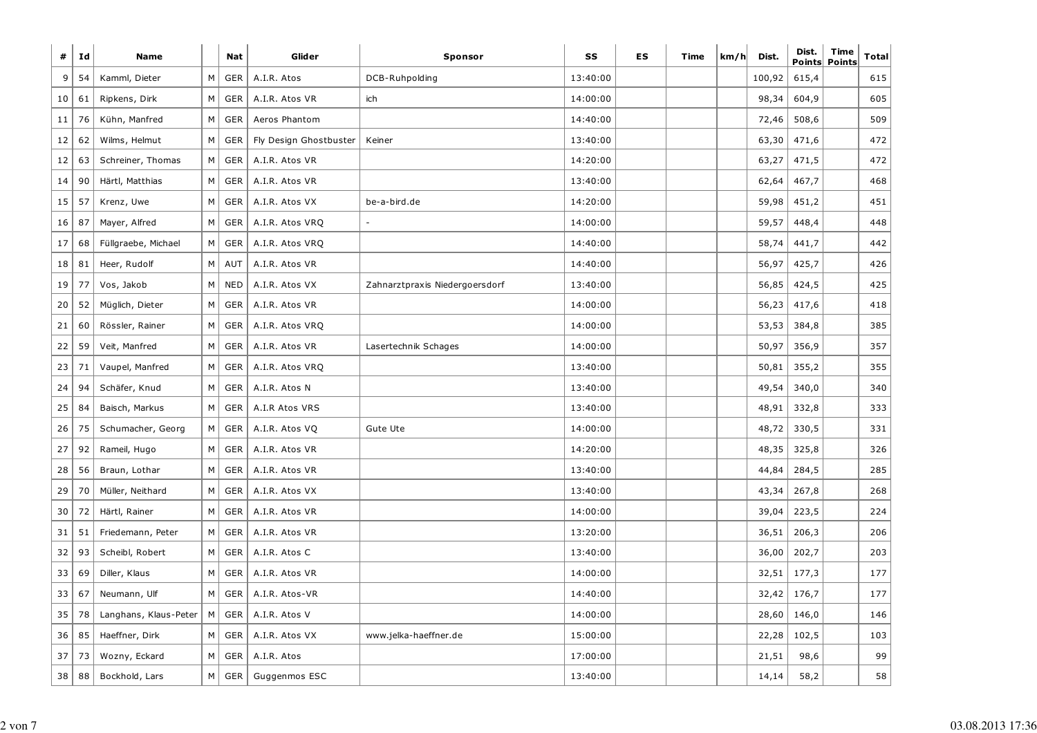| # | Id | Name | | Nat | Glider | Sponsor | SS | ES | Time | km/h | Dist. | Dist. Points | Time Points | Total |
|---|---|---|---|---|---|---|---|---|---|---|---|---|---|---|
| 9 | 54 | Kamml, Dieter | M | GER | A.I.R. Atos | DCB-Ruhpolding | 13:40:00 | | | | 100,92 | 615,4 | | 615 |
| 10 | 61 | Ripkens, Dirk | M | GER | A.I.R. Atos VR | ich | 14:00:00 | | | | 98,34 | 604,9 | | 605 |
| 11 | 76 | Kühn, Manfred | M | GER | Aeros Phantom | | 14:40:00 | | | | 72,46 | 508,6 | | 509 |
| 12 | 62 | Wilms, Helmut | M | GER | Fly Design Ghostbuster | Keiner | 13:40:00 | | | | 63,30 | 471,6 | | 472 |
| 12 | 63 | Schreiner, Thomas | M | GER | A.I.R. Atos VR | | 14:20:00 | | | | 63,27 | 471,5 | | 472 |
| 14 | 90 | Härtl, Matthias | M | GER | A.I.R. Atos VR | | 13:40:00 | | | | 62,64 | 467,7 | | 468 |
| 15 | 57 | Krenz, Uwe | M | GER | A.I.R. Atos VX | be-a-bird.de | 14:20:00 | | | | 59,98 | 451,2 | | 451 |
| 16 | 87 | Mayer, Alfred | M | GER | A.I.R. Atos VRQ | - | 14:00:00 | | | | 59,57 | 448,4 | | 448 |
| 17 | 68 | Füllgraebe, Michael | M | GER | A.I.R. Atos VRQ | | 14:40:00 | | | | 58,74 | 441,7 | | 442 |
| 18 | 81 | Heer, Rudolf | M | AUT | A.I.R. Atos VR | | 14:40:00 | | | | 56,97 | 425,7 | | 426 |
| 19 | 77 | Vos, Jakob | M | NED | A.I.R. Atos VX | Zahnarztpraxis Niedergoersdorf | 13:40:00 | | | | 56,85 | 424,5 | | 425 |
| 20 | 52 | Müglich, Dieter | M | GER | A.I.R. Atos VR | | 14:00:00 | | | | 56,23 | 417,6 | | 418 |
| 21 | 60 | Rössler, Rainer | M | GER | A.I.R. Atos VRQ | | 14:00:00 | | | | 53,53 | 384,8 | | 385 |
| 22 | 59 | Veit, Manfred | M | GER | A.I.R. Atos VR | Lasertechnik Schages | 14:00:00 | | | | 50,97 | 356,9 | | 357 |
| 23 | 71 | Vaupel, Manfred | M | GER | A.I.R. Atos VRQ | | 13:40:00 | | | | 50,81 | 355,2 | | 355 |
| 24 | 94 | Schäfer, Knud | M | GER | A.I.R. Atos N | | 13:40:00 | | | | 49,54 | 340,0 | | 340 |
| 25 | 84 | Baisch, Markus | M | GER | A.I.R Atos VRS | | 13:40:00 | | | | 48,91 | 332,8 | | 333 |
| 26 | 75 | Schumacher, Georg | M | GER | A.I.R. Atos VQ | Gute Ute | 14:00:00 | | | | 48,72 | 330,5 | | 331 |
| 27 | 92 | Rameil, Hugo | M | GER | A.I.R. Atos VR | | 14:20:00 | | | | 48,35 | 325,8 | | 326 |
| 28 | 56 | Braun, Lothar | M | GER | A.I.R. Atos VR | | 13:40:00 | | | | 44,84 | 284,5 | | 285 |
| 29 | 70 | Müller, Neithard | M | GER | A.I.R. Atos VX | | 13:40:00 | | | | 43,34 | 267,8 | | 268 |
| 30 | 72 | Härtl, Rainer | M | GER | A.I.R. Atos VR | | 14:00:00 | | | | 39,04 | 223,5 | | 224 |
| 31 | 51 | Friedemann, Peter | M | GER | A.I.R. Atos VR | | 13:20:00 | | | | 36,51 | 206,3 | | 206 |
| 32 | 93 | Scheibl, Robert | M | GER | A.I.R. Atos C | | 13:40:00 | | | | 36,00 | 202,7 | | 203 |
| 33 | 69 | Diller, Klaus | M | GER | A.I.R. Atos VR | | 14:00:00 | | | | 32,51 | 177,3 | | 177 |
| 33 | 67 | Neumann, Ulf | M | GER | A.I.R. Atos-VR | | 14:40:00 | | | | 32,42 | 176,7 | | 177 |
| 35 | 78 | Langhans, Klaus-Peter | M | GER | A.I.R. Atos V | | 14:00:00 | | | | 28,60 | 146,0 | | 146 |
| 36 | 85 | Haeffner, Dirk | M | GER | A.I.R. Atos VX | www.jelka-haeffner.de | 15:00:00 | | | | 22,28 | 102,5 | | 103 |
| 37 | 73 | Wozny, Eckard | M | GER | A.I.R. Atos | | 17:00:00 | | | | 21,51 | 98,6 | | 99 |
| 38 | 88 | Bockhold, Lars | M | GER | Guggenmos ESC | | 13:40:00 | | | | 14,14 | 58,2 | | 58 |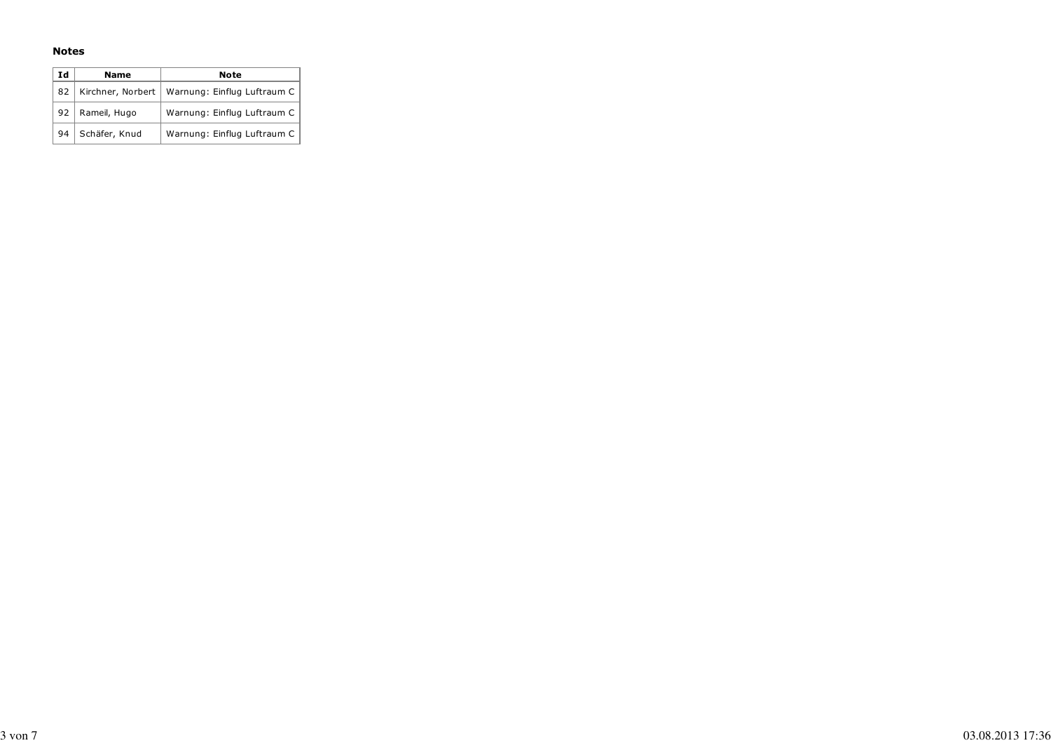**Notes**

| Id | Name | Note |
|---|---|---|
| 82 | Kirchner, Norbert | Warnung: Einflug Luftraum C |
| 92 | Rameil, Hugo | Warnung: Einflug Luftraum C |
| 94 | Schäfer, Knud | Warnung: Einflug Luftraum C |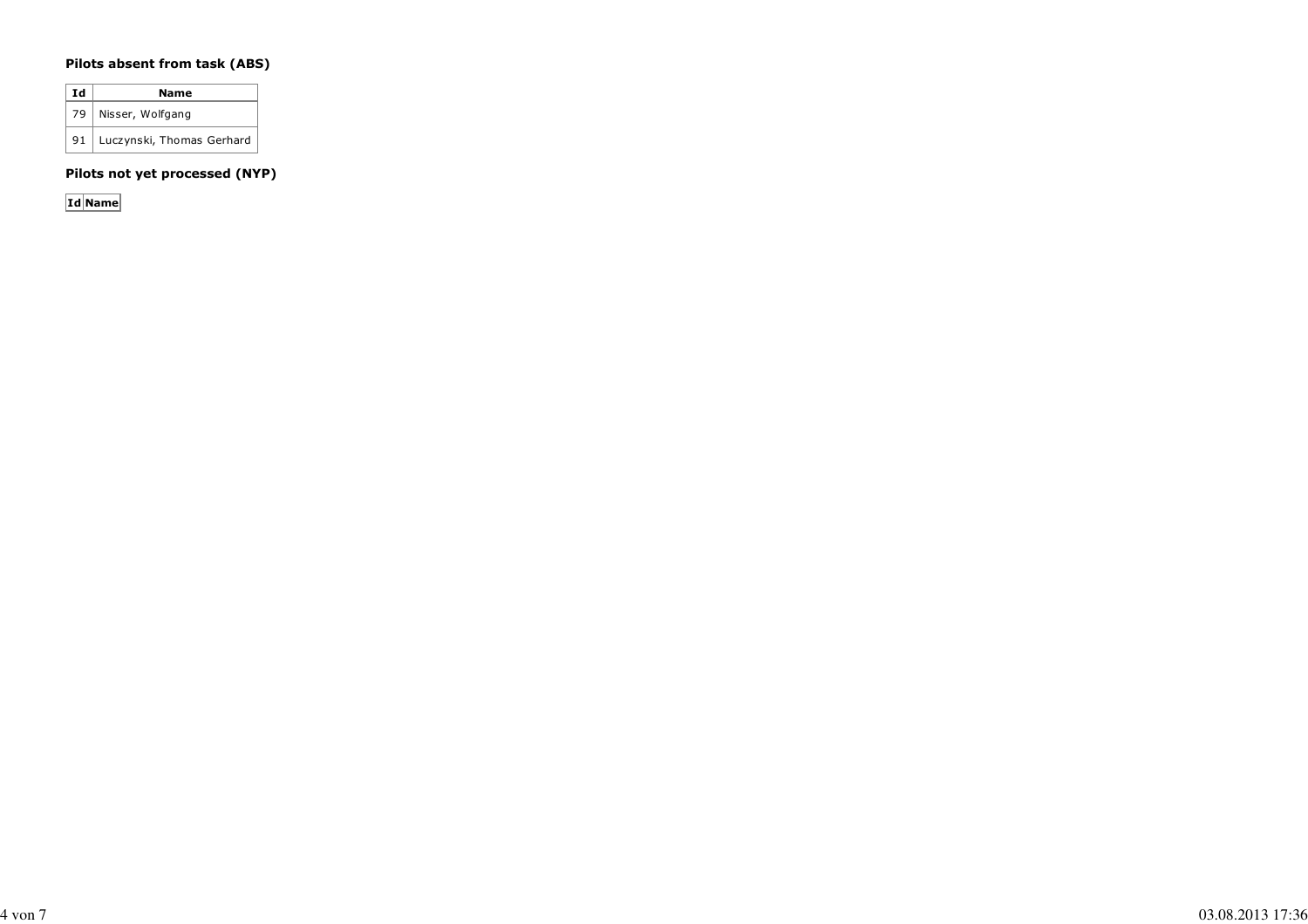**Pilots absent from task (ABS)**

| Id | Name |
| --- | --- |
| 79 | Nisser, Wolfgang |
| 91 | Luczynski, Thomas Gerhard |

**Pilots not yet processed (NYP)**

| Id | Name |
| --- | --- |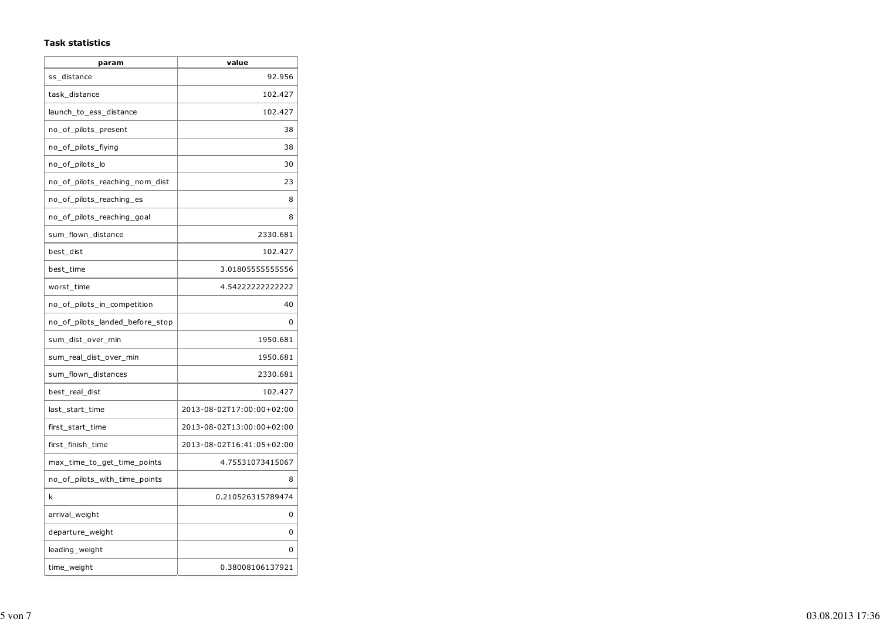**Task statistics**

| param | value |
|---|---|
| ss_distance | 92.956 |
| task_distance | 102.427 |
| launch_to_ess_distance | 102.427 |
| no_of_pilots_present | 38 |
| no_of_pilots_flying | 38 |
| no_of_pilots_lo | 30 |
| no_of_pilots_reaching_nom_dist | 23 |
| no_of_pilots_reaching_es | 8 |
| no_of_pilots_reaching_goal | 8 |
| sum_flown_distance | 2330.681 |
| best_dist | 102.427 |
| best_time | 3.01805555555556 |
| worst_time | 4.54222222222222 |
| no_of_pilots_in_competition | 40 |
| no_of_pilots_landed_before_stop | 0 |
| sum_dist_over_min | 1950.681 |
| sum_real_dist_over_min | 1950.681 |
| sum_flown_distances | 2330.681 |
| best_real_dist | 102.427 |
| last_start_time | 2013-08-02T17:00:00+02:00 |
| first_start_time | 2013-08-02T13:00:00+02:00 |
| first_finish_time | 2013-08-02T16:41:05+02:00 |
| max_time_to_get_time_points | 4.75531073415067 |
| no_of_pilots_with_time_points | 8 |
| k | 0.210526315789474 |
| arrival_weight | 0 |
| departure_weight | 0 |
| leading_weight | 0 |
| time_weight | 0.38008106137921 |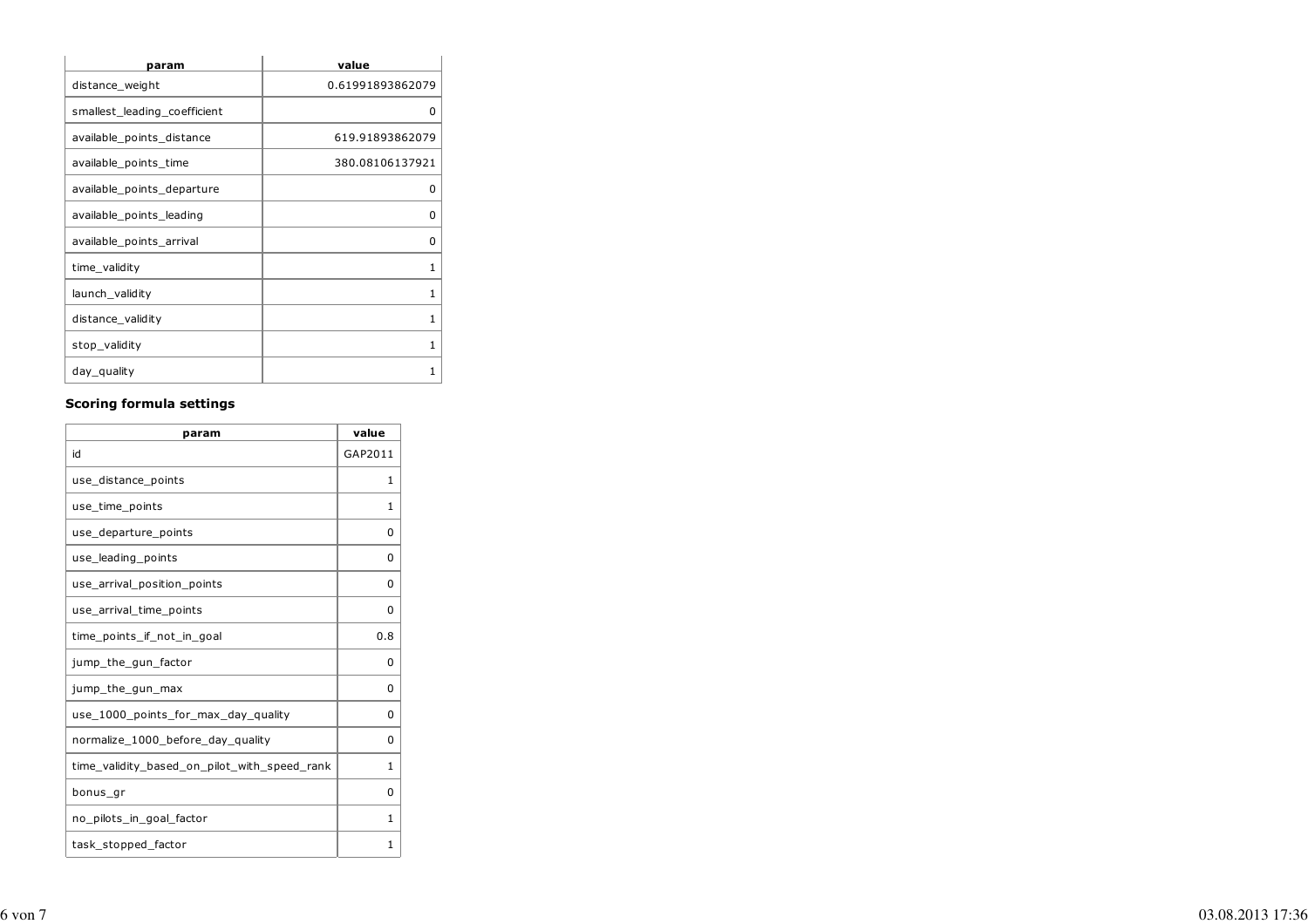| param | value |
|---|---|
| distance_weight | 0.61991893862079 |
| smallest_leading_coefficient | 0 |
| available_points_distance | 619.91893862079 |
| available_points_time | 380.08106137921 |
| available_points_departure | 0 |
| available_points_leading | 0 |
| available_points_arrival | 0 |
| time_validity | 1 |
| launch_validity | 1 |
| distance_validity | 1 |
| stop_validity | 1 |
| day_quality | 1 |

**Scoring formula settings**

| param | value |
|---|---|
| id | GAP2011 |
| use_distance_points | 1 |
| use_time_points | 1 |
| use_departure_points | 0 |
| use_leading_points | 0 |
| use_arrival_position_points | 0 |
| use_arrival_time_points | 0 |
| time_points_if_not_in_goal | 0.8 |
| jump_the_gun_factor | 0 |
| jump_the_gun_max | 0 |
| use_1000_points_for_max_day_quality | 0 |
| normalize_1000_before_day_quality | 0 |
| time_validity_based_on_pilot_with_speed_rank | 1 |
| bonus_gr | 0 |
| no_pilots_in_goal_factor | 1 |
| task_stopped_factor | 1 |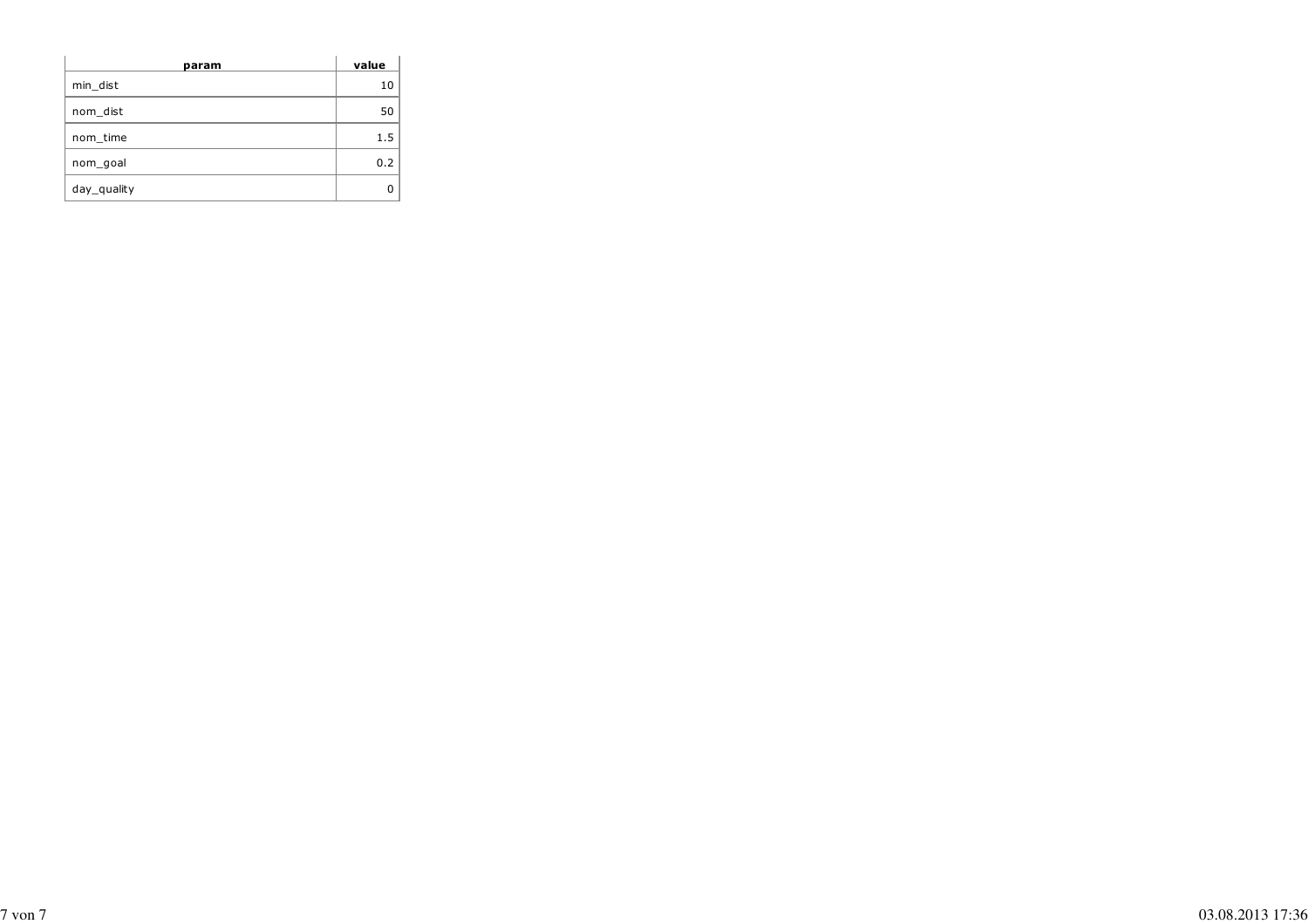| param | value |
| --- | --- |
| min_dist | 10 |
| nom_dist | 50 |
| nom_time | 1.5 |
| nom_goal | 0.2 |
| day_quality | 0 |